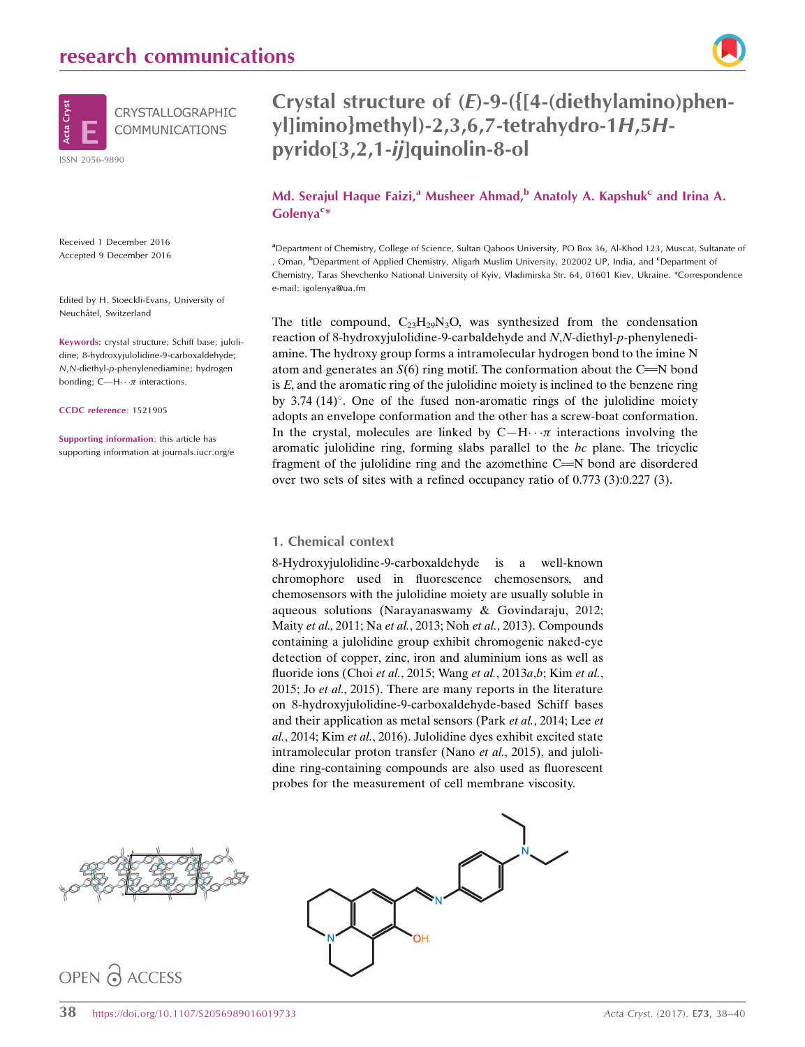# Crystal structure of (*E*)-9-({[4-(diethylamino)phenyl]imino}methyl)-2,3,6,7-tetrahydro-1*H*,5*H*-pyrido[3,2,1-*ij*]quinolin-8-ol

**Md. Serajul Haque Faizi,[a] Musheer Ahmad,[b] Anatoly A. Kapshuk[c] and Irina A. Golenya[c]***

[a]Department of Chemistry, College of Science, Sultan Qaboos University, PO Box 36, Al-Khod 123, Muscat, Sultanate of , Oman, [b]Department of Applied Chemistry, Aligarh Muslim University, 202002 UP, India, and [c]Department of Chemistry, Taras Shevchenko National University of Kyiv, Vladimirska Str. 64, 01601 Kiev, Ukraine. *Correspondence e-mail: igolenya@ua.fm

Received 1 December 2016
Accepted 9 December 2016

Edited by H. Stoeckli-Evans, University of Neuchâtel, Switzerland

**Keywords:** crystal structure; Schiff base; julolidine; 8-hydroxyjulolidine-9-carboxaldehyde; *N*,*N*-diethyl-*p*-phenylenediamine; hydrogen bonding; C—H$\cdots\pi$ interactions.

**CCDC reference**: 1521905

**Supporting information**: this article has supporting information at journals.iucr.org/e

The title compound, $C_{23}H_{29}N_3O$, was synthesized from the condensation reaction of 8-hydroxyjulolidine-9-carbaldehyde and *N*,*N*-diethyl-*p*-phenylenediamine. The hydroxy group forms a intramolecular hydrogen bond to the imine N atom and generates an *S*(6) ring motif. The conformation about the C=N bond is *E*, and the aromatic ring of the julolidine moiety is inclined to the benzene ring by 3.74 (14)°. One of the fused non-aromatic rings of the julolidine moiety adopts an envelope conformation and the other has a screw-boat conformation. In the crystal, molecules are linked by C—H$\cdots\pi$ interactions involving the aromatic julolidine ring, forming slabs parallel to the *bc* plane. The tricyclic fragment of the julolidine ring and the azomethine C=N bond are disordered over two sets of sites with a refined occupancy ratio of 0.773 (3):0.227 (3).

## 1. Chemical context

8-Hydroxyjulolidine-9-carboxaldehyde is a well-known chromophore used in fluorescence chemosensors, and chemosensors with the julolidine moiety are usually soluble in aqueous solutions (Narayanaswamy & Govindaraju, 2012; Maity *et al.*, 2011; Na *et al.*, 2013; Noh *et al.*, 2013). Compounds containing a julolidine group exhibit chromogenic naked-eye detection of copper, zinc, iron and aluminium ions as well as fluoride ions (Choi *et al.*, 2015; Wang *et al.*, 2013*a*,*b*; Kim *et al.*, 2015; Jo *et al.*, 2015). There are many reports in the literature on 8-hydroxyjulolidine-9-carboxaldehyde-based Schiff bases and their application as metal sensors (Park *et al.*, 2014; Lee *et al.*, 2014; Kim *et al.*, 2016). Julolidine dyes exhibit excited state intramolecular proton transfer (Nano *et al.*, 2015), and julolidine ring-containing compounds are also used as fluorescent probes for the measurement of cell membrane viscosity.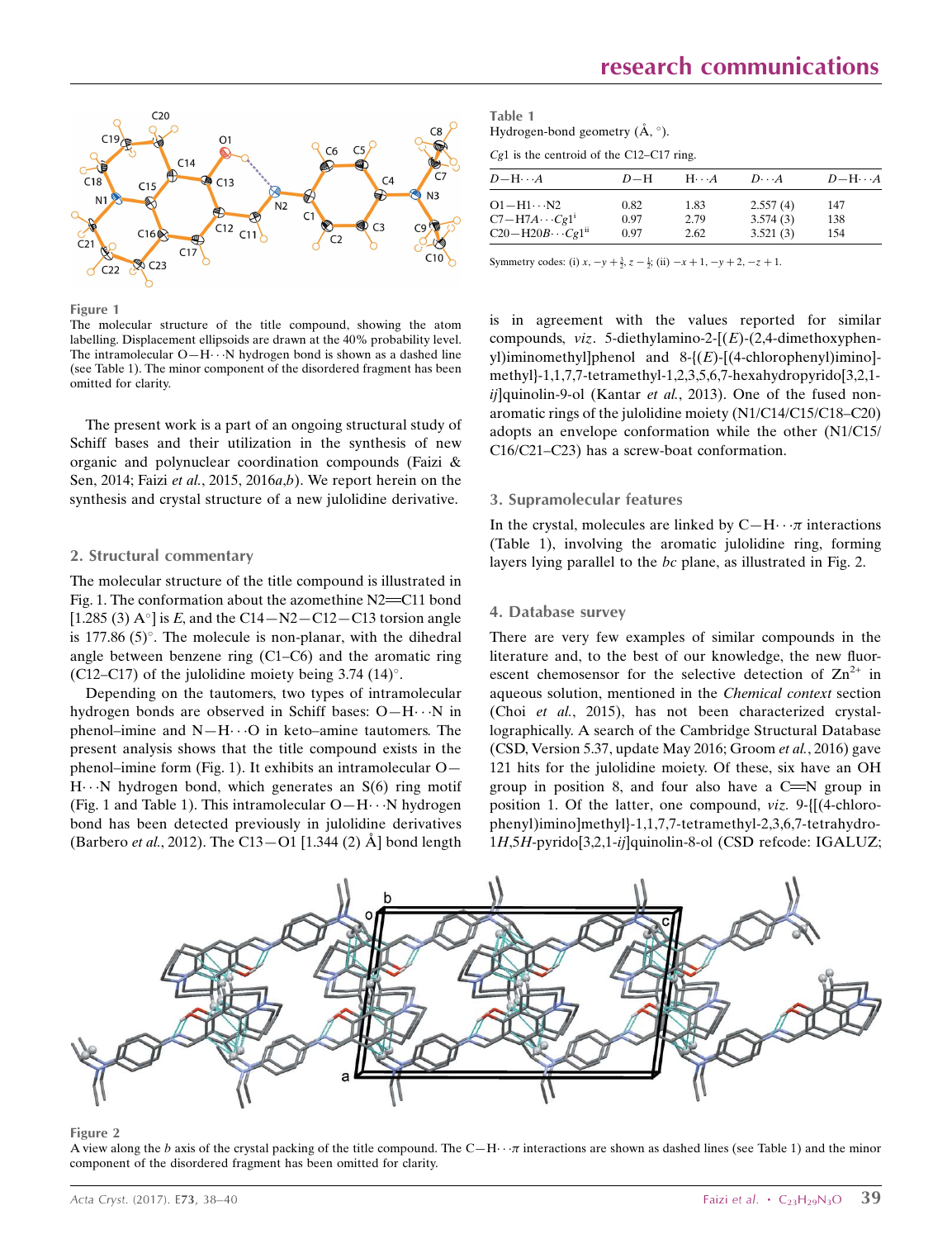Figure 1
The molecular structure of the title compound, showing the atom labelling. Displacement ellipsoids are drawn at the 40% probability level. The intramolecular O—H···N hydrogen bond is shown as a dashed line (see Table 1). The minor component of the disordered fragment has been omitted for clarity.

The present work is a part of an ongoing structural study of Schiff bases and their utilization in the synthesis of new organic and polynuclear coordination compounds (Faizi & Sen, 2014; Faizi *et al.*, 2015, 2016*a*,*b*). We report herein on the synthesis and crystal structure of a new julolidine derivative.

## 2. Structural commentary

The molecular structure of the title compound is illustrated in Fig. 1. The conformation about the azomethine N2=C11 bond [1.285 (3) Å] is *E*, and the C14—N2—C12—C13 torsion angle is 177.86 (5)°. The molecule is non-planar, with the dihedral angle between benzene ring (C1–C6) and the aromatic ring (C12–C17) of the julolidine moiety being 3.74 (14)°.

Depending on the tautomers, two types of intramolecular hydrogen bonds are observed in Schiff bases: O—H···N in phenol–imine and N—H···O in keto–amine tautomers. The present analysis shows that the title compound exists in the phenol–imine form (Fig. 1). It exhibits an intramolecular O—H···N hydrogen bond, which generates an S(6) ring motif (Fig. 1 and Table 1). This intramolecular O—H···N hydrogen bond has been detected previously in julolidine derivatives (Barbero *et al.*, 2012). The C13—O1 [1.344 (2) Å] bond length is in agreement with the values reported for similar compounds, *viz*. 5-diethylamino-2-[(*E*)-(2,4-dimethoxyphenyl)iminomethyl]phenol and 8-{(*E*)-[(4-chlorophenyl)imino]-methyl}-1,1,7,7-tetramethyl-1,2,3,5,6,7-hexahydropyrido[3,2,1-*ij*]quinolin-9-ol (Kantar *et al.*, 2013). One of the fused non-aromatic rings of the julolidine moiety (N1/C14/C15/C18–C20) adopts an envelope conformation while the other (N1/C15/C16/C21–C23) has a screw-boat conformation.

Table 1
Hydrogen-bond geometry (Å, °).

*Cg*1 is the centroid of the C12–C17 ring.

| *D*—H···*A* | *D*—H | H···*A* | *D*···*A* | *D*—H···*A* |
|---|---|---|---|---|
| O1—H1···N2 | 0.82 | 1.83 | 2.557 (4) | 147 |
| C7—H7*A*···*Cg*1[i] | 0.97 | 2.79 | 3.574 (3) | 138 |
| C20—H20*B*···*Cg*1[ii] | 0.97 | 2.62 | 3.521 (3) | 154 |

Symmetry codes: (i) $x, -y + \frac{3}{2}, z - \frac{1}{2}$; (ii) $-x + 1, -y + 2, -z + 1$.

## 3. Supramolecular features

In the crystal, molecules are linked by C—H···π interactions (Table 1), involving the aromatic julolidine ring, forming layers lying parallel to the *bc* plane, as illustrated in Fig. 2.

## 4. Database survey

There are very few examples of similar compounds in the literature and, to the best of our knowledge, the new fluorescent chemosensor for the selective detection of $Zn^{2+}$ in aqueous solution, mentioned in the *Chemical context* section (Choi *et al.*, 2015), has not been characterized crystallographically. A search of the Cambridge Structural Database (CSD, Version 5.37, update May 2016; Groom *et al.*, 2016) gave 121 hits for the julolidine moiety. Of these, six have an OH group in position 8, and four also have a C=N group in position 1. Of the latter, one compound, *viz*. 9-{[(4-chlorophenyl)imino]methyl}-1,1,7,7-tetramethyl-2,3,6,7-tetrahydro-1*H*,5*H*-pyrido[3,2,1-*ij*]quinolin-8-ol (CSD refcode: IGALUZ;

Figure 2
A view along the *b* axis of the crystal packing of the title compound. The C—H···π interactions are shown as dashed lines (see Table 1) and the minor component of the disordered fragment has been omitted for clarity.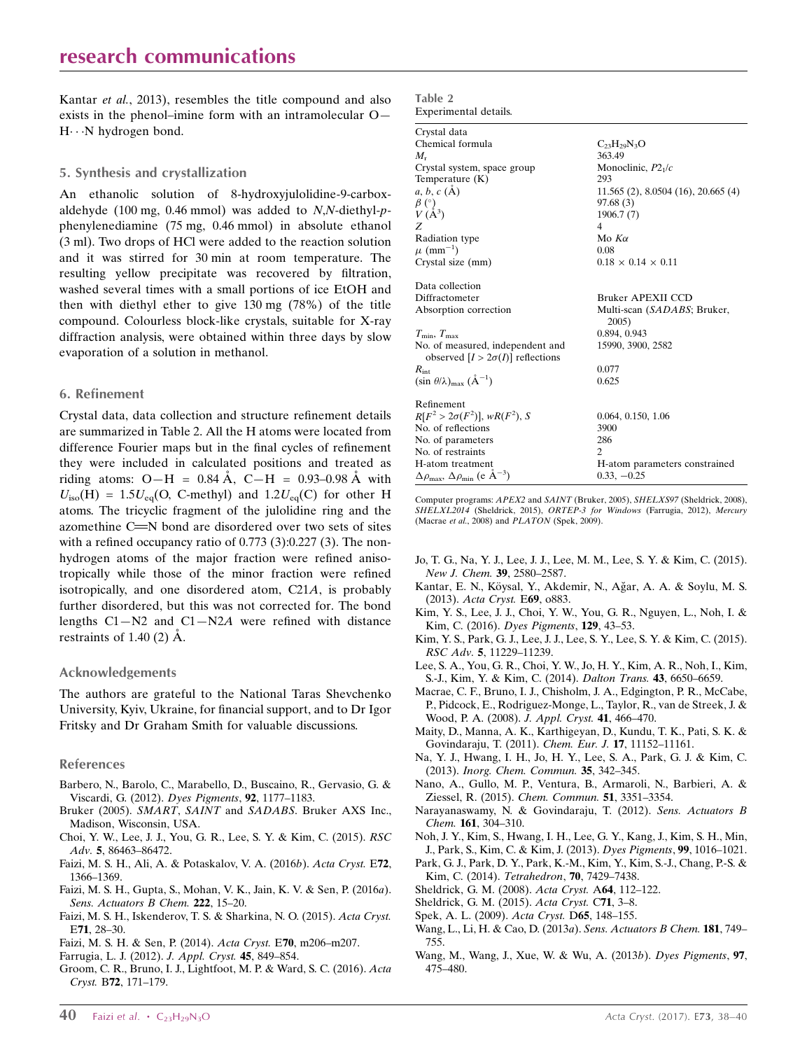Kantar *et al.*, 2013), resembles the title compound and also exists in the phenol–imine form with an intramolecular O—H···N hydrogen bond.

## 5. Synthesis and crystallization

An ethanolic solution of 8-hydroxyjulolidine-9-carboxaldehyde (100 mg, 0.46 mmol) was added to *N*,*N*-diethyl-*p*-phenylenediamine (75 mg, 0.46 mmol) in absolute ethanol (3 ml). Two drops of HCl were added to the reaction solution and it was stirred for 30 min at room temperature. The resulting yellow precipitate was recovered by filtration, washed several times with a small portions of ice EtOH and then with diethyl ether to give 130 mg (78%) of the title compound. Colourless block-like crystals, suitable for X-ray diffraction analysis, were obtained within three days by slow evaporation of a solution in methanol.

## 6. Refinement

Crystal data, data collection and structure refinement details are summarized in Table 2. All the H atoms were located from difference Fourier maps but in the final cycles of refinement they were included in calculated positions and treated as riding atoms: O—H = 0.84 Å, C—H = 0.93–0.98 Å with $U_{iso}(H) = 1.5U_{eq}$(O, C-methyl) and $1.2U_{eq}$(C) for other H atoms. The tricyclic fragment of the julolidine ring and the azomethine C=N bond are disordered over two sets of sites with a refined occupancy ratio of 0.773 (3):0.227 (3). The non-hydrogen atoms of the major fraction were refined anisotropically while those of the minor fraction were refined isotropically, and one disordered atom, C21*A*, is probably further disordered, but this was not corrected for. The bond lengths C1—N2 and C1—N2*A* were refined with distance restraints of 1.40 (2) Å.

## Acknowledgements

The authors are grateful to the National Taras Shevchenko University, Kyiv, Ukraine, for financial support, and to Dr Igor Fritsky and Dr Graham Smith for valuable discussions.

## References

Barbero, N., Barolo, C., Marabello, D., Buscaino, R., Gervasio, G. & Viscardi, G. (2012). *Dyes Pigments*, **92**, 1177–1183.
Bruker (2005). *SMART*, *SAINT* and *SADABS*. Bruker AXS Inc., Madison, Wisconsin, USA.
Choi, Y. W., Lee, J. J., You, G. R., Lee, S. Y. & Kim, C. (2015). *RSC Adv.* **5**, 86463–86472.
Faizi, M. S. H., Ali, A. & Potaskalov, V. A. (2016*b*). *Acta Cryst.* E**72**, 1366–1369.
Faizi, M. S. H., Gupta, S., Mohan, V. K., Jain, K. V. & Sen, P. (2016*a*). *Sens. Actuators B Chem.* **222**, 15–20.
Faizi, M. S. H., Iskenderov, T. S. & Sharkina, N. O. (2015). *Acta Cryst.* E**71**, 28–30.
Faizi, M. S. H. & Sen, P. (2014). *Acta Cryst.* E**70**, m206–m207.
Farrugia, L. J. (2012). *J. Appl. Cryst.* **45**, 849–854.
Groom, C. R., Bruno, I. J., Lightfoot, M. P. & Ward, S. C. (2016). *Acta Cryst.* B**72**, 171–179.
Jo, T. G., Na, Y. J., Lee, J. J., Lee, M. M., Lee, S. Y. & Kim, C. (2015). *New J. Chem.* **39**, 2580–2587.
Kantar, E. N., Köysal, Y., Akdemir, N., Ağar, A. A. & Soylu, M. S. (2013). *Acta Cryst.* E**69**, o883.
Kim, Y. S., Lee, J. J., Choi, Y. W., You, G. R., Nguyen, L., Noh, I. & Kim, C. (2016). *Dyes Pigments*, **129**, 43–53.
Kim, Y. S., Park, G. J., Lee, J. J., Lee, S. Y., Lee, S. Y. & Kim, C. (2015). *RSC Adv.* **5**, 11229–11239.
Lee, S. A., You, G. R., Choi, Y. W., Jo, H. Y., Kim, A. R., Noh, I., Kim, S.-J., Kim, Y. & Kim, C. (2014). *Dalton Trans.* **43**, 6650–6659.
Macrae, C. F., Bruno, I. J., Chisholm, J. A., Edgington, P. R., McCabe, P., Pidcock, E., Rodriguez-Monge, L., Taylor, R., van de Streek, J. & Wood, P. A. (2008). *J. Appl. Cryst.* **41**, 466–470.
Maity, D., Manna, A. K., Karthigeyan, D., Kundu, T. K., Pati, S. K. & Govindaraju, T. (2011). *Chem. Eur. J.* **17**, 11152–11161.
Na, Y. J., Hwang, I. H., Jo, H. Y., Lee, S. A., Park, G. J. & Kim, C. (2013). *Inorg. Chem. Commun.* **35**, 342–345.
Nano, A., Gullo, M. P., Ventura, B., Armaroli, N., Barbieri, A. & Ziessel, R. (2015). *Chem. Commun.* **51**, 3351–3354.
Narayanaswamy, N. & Govindaraju, T. (2012). *Sens. Actuators B Chem.* **161**, 304–310.
Noh, J. Y., Kim, S., Hwang, I. H., Lee, G. Y., Kang, J., Kim, S. H., Min, J., Park, S., Kim, C. & Kim, J. (2013). *Dyes Pigments*, **99**, 1016–1021.
Park, G. J., Park, D. Y., Park, K.-M., Kim, Y., Kim, S.-J., Chang, P.-S. & Kim, C. (2014). *Tetrahedron*, **70**, 7429–7438.
Sheldrick, G. M. (2008). *Acta Cryst.* A**64**, 112–122.
Sheldrick, G. M. (2015). *Acta Cryst.* C**71**, 3–8.
Spek, A. L. (2009). *Acta Cryst.* D**65**, 148–155.
Wang, L., Li, H. & Cao, D. (2013*a*). *Sens. Actuators B Chem.* **181**, 749–755.
Wang, M., Wang, J., Xue, W. & Wu, A. (2013*b*). *Dyes Pigments*, **97**, 475–480.

**Table 2**
Experimental details.

| | |
|---|---|
| **Crystal data** | |
| Chemical formula | $C_{23}H_{29}N_3O$ |
| $M_r$ | 363.49 |
| Crystal system, space group | Monoclinic, $P2_1/c$ |
| Temperature (K) | 293 |
| *a*, *b*, *c* (Å) | 11.565 (2), 8.0504 (16), 20.665 (4) |
| β (°) | 97.68 (3) |
| *V* (Å$^3$) | 1906.7 (7) |
| *Z* | 4 |
| Radiation type | Mo *K*α |
| μ (mm$^{-1}$) | 0.08 |
| Crystal size (mm) | 0.18 × 0.14 × 0.11 |
| **Data collection** | |
| Diffractometer | Bruker APEXII CCD |
| Absorption correction | Multi-scan (*SADABS*; Bruker, 2005) |
| $T_{min}$, $T_{max}$ | 0.894, 0.943 |
| No. of measured, independent and observed [$I > 2\sigma(I)$] reflections | 15990, 3900, 2582 |
| $R_{int}$ | 0.077 |
| $(\sin \theta/\lambda)_{max}$ (Å$^{-1}$) | 0.625 |
| **Refinement** | |
| $R[F^2 > 2\sigma(F^2)]$, $wR(F^2)$, *S* | 0.064, 0.150, 1.06 |
| No. of reflections | 3900 |
| No. of parameters | 286 |
| No. of restraints | 2 |
| H-atom treatment | H-atom parameters constrained |
| $\Delta\rho_{max}$, $\Delta\rho_{min}$ (e Å$^{-3}$) | 0.33, −0.25 |

Computer programs: *APEX2* and *SAINT* (Bruker, 2005), *SHELXS97* (Sheldrick, 2008), *SHELXL2014* (Sheldrick, 2015), *ORTEP-3 for Windows* (Farrugia, 2012), *Mercury* (Macrae *et al.*, 2008) and *PLATON* (Spek, 2009).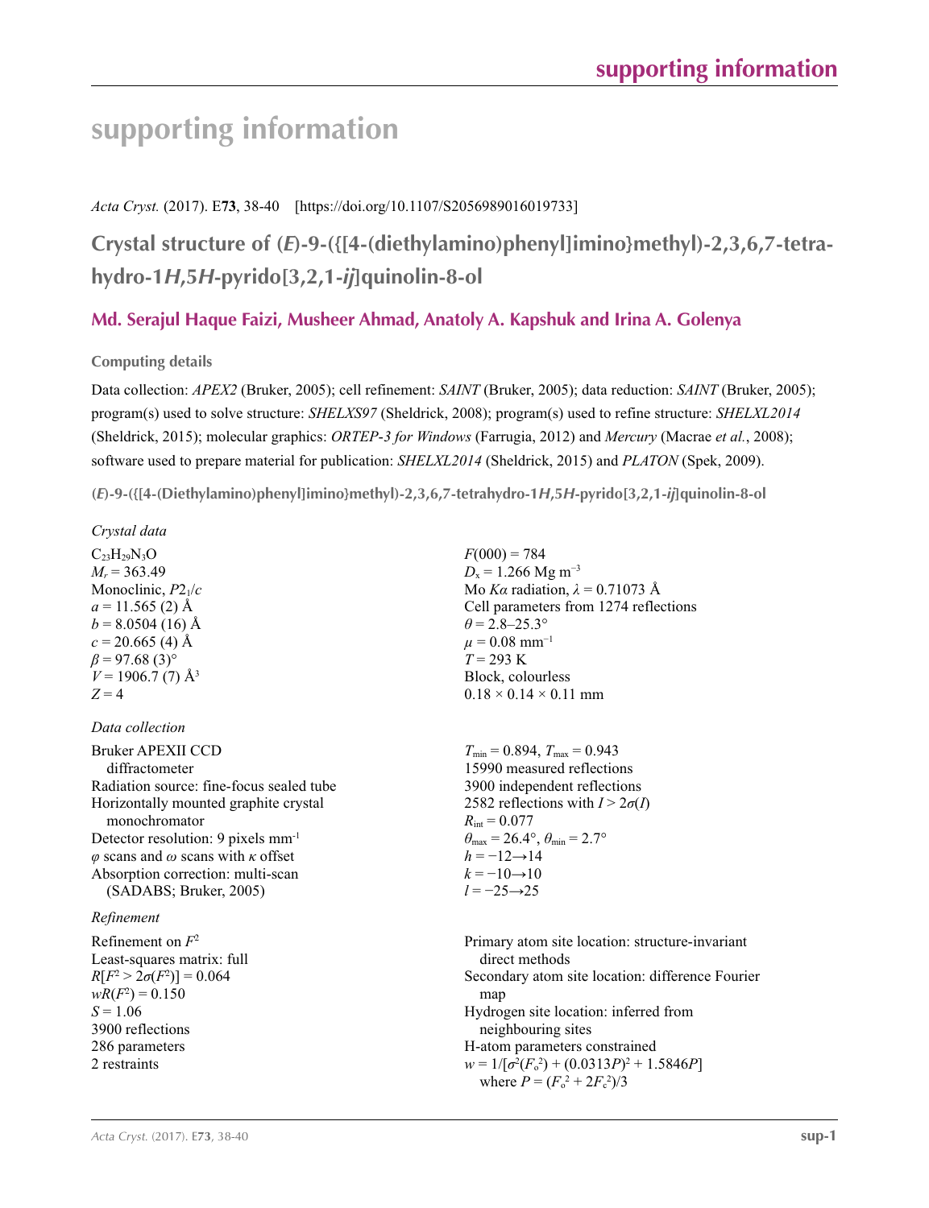# supporting information

*Acta Cryst.* (2017). E**73**, 38-40 [https://doi.org/10.1107/S2056989016019733]

## Crystal structure of (*E*)-9-({[4-(diethylamino)phenyl]imino}methyl)-2,3,6,7-tetrahydro-1*H*,5*H*-pyrido[3,2,1-*ij*]quinolin-8-ol

**Md. Serajul Haque Faizi, Musheer Ahmad, Anatoly A. Kapshuk and Irina A. Golenya**

### Computing details

Data collection: *APEX2* (Bruker, 2005); cell refinement: *SAINT* (Bruker, 2005); data reduction: *SAINT* (Bruker, 2005); program(s) used to solve structure: *SHELXS97* (Sheldrick, 2008); program(s) used to refine structure: *SHELXL2014* (Sheldrick, 2015); molecular graphics: *ORTEP-3 for Windows* (Farrugia, 2012) and *Mercury* (Macrae *et al.*, 2008); software used to prepare material for publication: *SHELXL2014* (Sheldrick, 2015) and *PLATON* (Spek, 2009).

**(*E*)-9-({[4-(Diethylamino)phenyl]imino}methyl)-2,3,6,7-tetrahydro-1*H*,5*H*-pyrido[3,2,1-*ij*]quinolin-8-ol**

*Crystal data*

$C_{23}H_{29}N_3O$
$M_r$ = 363.49
Monoclinic, $P2_1/c$
$a$ = 11.565 (2) Å
$b$ = 8.0504 (16) Å
$c$ = 20.665 (4) Å
$\beta$ = 97.68 (3)°
$V$ = 1906.7 (7) Å$^3$
$Z$ = 4
$F(000)$ = 784
$D_x$ = 1.266 Mg m$^{-3}$
Mo $K\alpha$ radiation, $\lambda$ = 0.71073 Å
Cell parameters from 1274 reflections
$\theta$ = 2.8–25.3°
$\mu$ = 0.08 mm$^{-1}$
$T$ = 293 K
Block, colourless
0.18 × 0.14 × 0.11 mm

*Data collection*

Bruker APEXII CCD diffractometer
Radiation source: fine-focus sealed tube
Horizontally mounted graphite crystal monochromator
Detector resolution: 9 pixels mm$^{-1}$
$\varphi$ scans and $\omega$ scans with $\kappa$ offset
Absorption correction: multi-scan (SADABS; Bruker, 2005)
$T_{min}$ = 0.894, $T_{max}$ = 0.943
15990 measured reflections
3900 independent reflections
2582 reflections with $I > 2\sigma(I)$
$R_{int}$ = 0.077
$\theta_{max}$ = 26.4°, $\theta_{min}$ = 2.7°
$h$ = −12→14
$k$ = −10→10
$l$ = −25→25

*Refinement*

Refinement on $F^2$
Least-squares matrix: full
$R[F^2 > 2\sigma(F^2)]$ = 0.064
$wR(F^2)$ = 0.150
$S$ = 1.06
3900 reflections
286 parameters
2 restraints
Primary atom site location: structure-invariant direct methods
Secondary atom site location: difference Fourier map
Hydrogen site location: inferred from neighbouring sites
H-atom parameters constrained
$w = 1/[\sigma^2(F_o^2) + (0.0313P)^2 + 1.5846P]$ where $P = (F_o^2 + 2F_c^2)/3$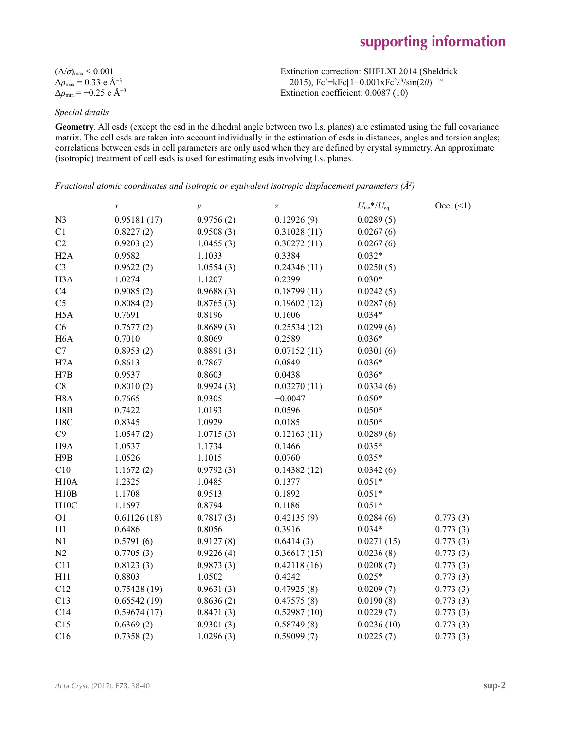$(\Delta/\sigma)_{max} < 0.001$
$\Delta\rho_{max} = 0.33$ e Å$^{-3}$
$\Delta\rho_{min} = -0.25$ e Å$^{-3}$

Extinction correction: SHELXL2014 (Sheldrick 2015), $Fc^{*}=kFc[1+0.001xFc^{2}\lambda^{3}/\sin(2\theta)]^{-1/4}$
Extinction coefficient: 0.0087 (10)

*Special details*

**Geometry**. All esds (except the esd in the dihedral angle between two l.s. planes) are estimated using the full covariance matrix. The cell esds are taken into account individually in the estimation of esds in distances, angles and torsion angles; correlations between esds in cell parameters are only used when they are defined by crystal symmetry. An approximate (isotropic) treatment of cell esds is used for estimating esds involving l.s. planes.

*Fractional atomic coordinates and isotropic or equivalent isotropic displacement parameters (Å²)*

| | $x$ | $y$ | $z$ | $U_{iso}$*/$U_{eq}$ | Occ. (<1) |
|---|---|---|---|---|---|
| N3 | 0.95181 (17) | 0.9756 (2) | 0.12926 (9) | 0.0289 (5) | |
| C1 | 0.8227 (2) | 0.9508 (3) | 0.31028 (11) | 0.0267 (6) | |
| C2 | 0.9203 (2) | 1.0455 (3) | 0.30272 (11) | 0.0267 (6) | |
| H2A | 0.9582 | 1.1033 | 0.3384 | 0.032* | |
| C3 | 0.9622 (2) | 1.0554 (3) | 0.24346 (11) | 0.0250 (5) | |
| H3A | 1.0274 | 1.1207 | 0.2399 | 0.030* | |
| C4 | 0.9085 (2) | 0.9688 (3) | 0.18799 (11) | 0.0242 (5) | |
| C5 | 0.8084 (2) | 0.8765 (3) | 0.19602 (12) | 0.0287 (6) | |
| H5A | 0.7691 | 0.8196 | 0.1606 | 0.034* | |
| C6 | 0.7677 (2) | 0.8689 (3) | 0.25534 (12) | 0.0299 (6) | |
| H6A | 0.7010 | 0.8069 | 0.2589 | 0.036* | |
| C7 | 0.8953 (2) | 0.8891 (3) | 0.07152 (11) | 0.0301 (6) | |
| H7A | 0.8613 | 0.7867 | 0.0849 | 0.036* | |
| H7B | 0.9537 | 0.8603 | 0.0438 | 0.036* | |
| C8 | 0.8010 (2) | 0.9924 (3) | 0.03270 (11) | 0.0334 (6) | |
| H8A | 0.7665 | 0.9305 | −0.0047 | 0.050* | |
| H8B | 0.7422 | 1.0193 | 0.0596 | 0.050* | |
| H8C | 0.8345 | 1.0929 | 0.0185 | 0.050* | |
| C9 | 1.0547 (2) | 1.0715 (3) | 0.12163 (11) | 0.0289 (6) | |
| H9A | 1.0537 | 1.1734 | 0.1466 | 0.035* | |
| H9B | 1.0526 | 1.1015 | 0.0760 | 0.035* | |
| C10 | 1.1672 (2) | 0.9792 (3) | 0.14382 (12) | 0.0342 (6) | |
| H10A | 1.2325 | 1.0485 | 0.1377 | 0.051* | |
| H10B | 1.1708 | 0.9513 | 0.1892 | 0.051* | |
| H10C | 1.1697 | 0.8794 | 0.1186 | 0.051* | |
| O1 | 0.61126 (18) | 0.7817 (3) | 0.42135 (9) | 0.0284 (6) | 0.773 (3) |
| H1 | 0.6486 | 0.8056 | 0.3916 | 0.034* | 0.773 (3) |
| N1 | 0.5791 (6) | 0.9127 (8) | 0.6414 (3) | 0.0271 (15) | 0.773 (3) |
| N2 | 0.7705 (3) | 0.9226 (4) | 0.36617 (15) | 0.0236 (8) | 0.773 (3) |
| C11 | 0.8123 (3) | 0.9873 (3) | 0.42118 (16) | 0.0208 (7) | 0.773 (3) |
| H11 | 0.8803 | 1.0502 | 0.4242 | 0.025* | 0.773 (3) |
| C12 | 0.75428 (19) | 0.9631 (3) | 0.47925 (8) | 0.0209 (7) | 0.773 (3) |
| C13 | 0.65542 (19) | 0.8636 (2) | 0.47575 (8) | 0.0190 (8) | 0.773 (3) |
| C14 | 0.59674 (17) | 0.8471 (3) | 0.52987 (10) | 0.0229 (7) | 0.773 (3) |
| C15 | 0.6369 (2) | 0.9301 (3) | 0.58749 (8) | 0.0236 (10) | 0.773 (3) |
| C16 | 0.7358 (2) | 1.0296 (3) | 0.59099 (7) | 0.0225 (7) | 0.773 (3) |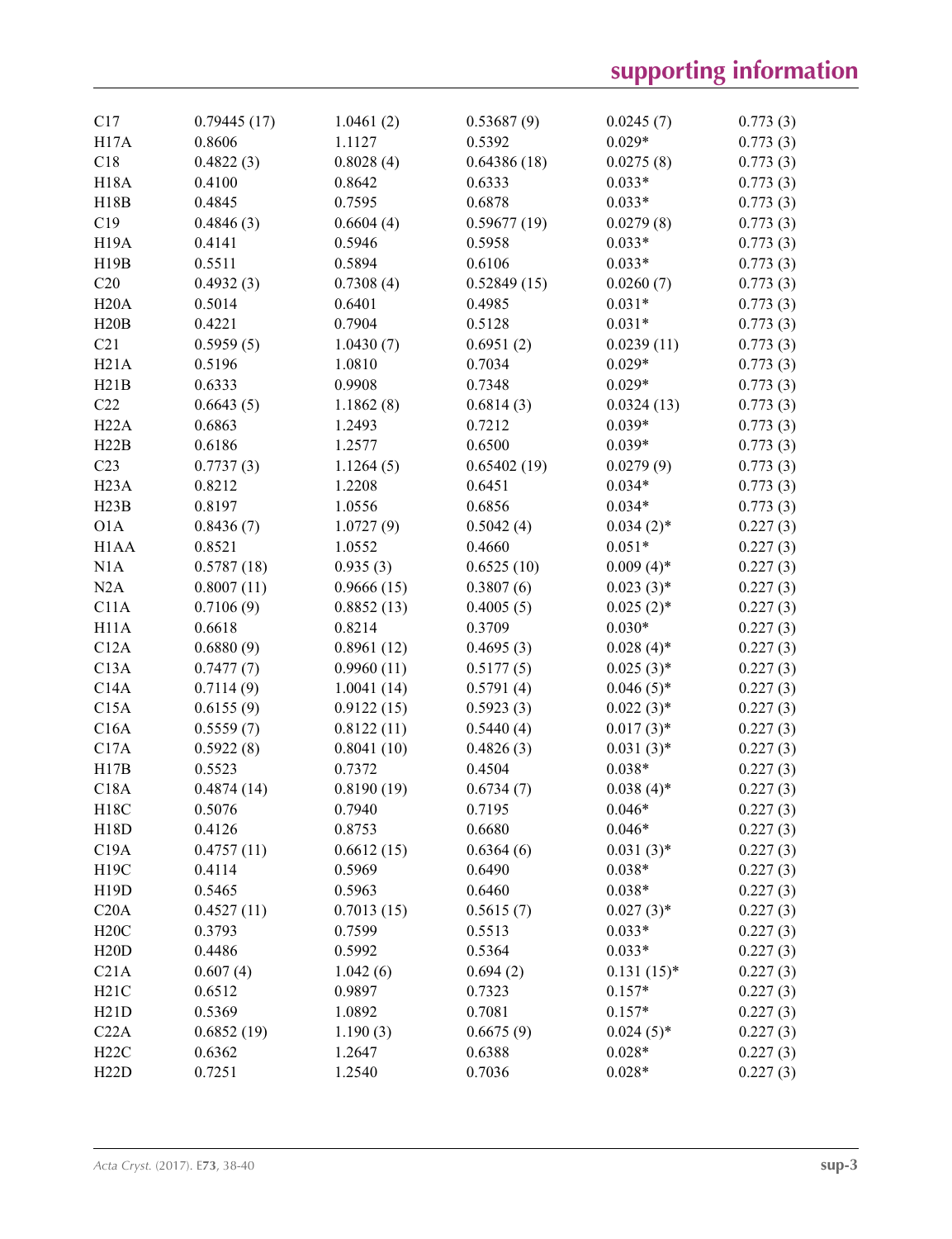| | | | | | |
|---|---|---|---|---|---|
| C17 | 0.79445 (17) | 1.0461 (2) | 0.53687 (9) | 0.0245 (7) | 0.773 (3) |
| H17A | 0.8606 | 1.1127 | 0.5392 | 0.029* | 0.773 (3) |
| C18 | 0.4822 (3) | 0.8028 (4) | 0.64386 (18) | 0.0275 (8) | 0.773 (3) |
| H18A | 0.4100 | 0.8642 | 0.6333 | 0.033* | 0.773 (3) |
| H18B | 0.4845 | 0.7595 | 0.6878 | 0.033* | 0.773 (3) |
| C19 | 0.4846 (3) | 0.6604 (4) | 0.59677 (19) | 0.0279 (8) | 0.773 (3) |
| H19A | 0.4141 | 0.5946 | 0.5958 | 0.033* | 0.773 (3) |
| H19B | 0.5511 | 0.5894 | 0.6106 | 0.033* | 0.773 (3) |
| C20 | 0.4932 (3) | 0.7308 (4) | 0.52849 (15) | 0.0260 (7) | 0.773 (3) |
| H20A | 0.5014 | 0.6401 | 0.4985 | 0.031* | 0.773 (3) |
| H20B | 0.4221 | 0.7904 | 0.5128 | 0.031* | 0.773 (3) |
| C21 | 0.5959 (5) | 1.0430 (7) | 0.6951 (2) | 0.0239 (11) | 0.773 (3) |
| H21A | 0.5196 | 1.0810 | 0.7034 | 0.029* | 0.773 (3) |
| H21B | 0.6333 | 0.9908 | 0.7348 | 0.029* | 0.773 (3) |
| C22 | 0.6643 (5) | 1.1862 (8) | 0.6814 (3) | 0.0324 (13) | 0.773 (3) |
| H22A | 0.6863 | 1.2493 | 0.7212 | 0.039* | 0.773 (3) |
| H22B | 0.6186 | 1.2577 | 0.6500 | 0.039* | 0.773 (3) |
| C23 | 0.7737 (3) | 1.1264 (5) | 0.65402 (19) | 0.0279 (9) | 0.773 (3) |
| H23A | 0.8212 | 1.2208 | 0.6451 | 0.034* | 0.773 (3) |
| H23B | 0.8197 | 1.0556 | 0.6856 | 0.034* | 0.773 (3) |
| O1A | 0.8436 (7) | 1.0727 (9) | 0.5042 (4) | 0.034 (2)* | 0.227 (3) |
| H1AA | 0.8521 | 1.0552 | 0.4660 | 0.051* | 0.227 (3) |
| N1A | 0.5787 (18) | 0.935 (3) | 0.6525 (10) | 0.009 (4)* | 0.227 (3) |
| N2A | 0.8007 (11) | 0.9666 (15) | 0.3807 (6) | 0.023 (3)* | 0.227 (3) |
| C11A | 0.7106 (9) | 0.8852 (13) | 0.4005 (5) | 0.025 (2)* | 0.227 (3) |
| H11A | 0.6618 | 0.8214 | 0.3709 | 0.030* | 0.227 (3) |
| C12A | 0.6880 (9) | 0.8961 (12) | 0.4695 (3) | 0.028 (4)* | 0.227 (3) |
| C13A | 0.7477 (7) | 0.9960 (11) | 0.5177 (5) | 0.025 (3)* | 0.227 (3) |
| C14A | 0.7114 (9) | 1.0041 (14) | 0.5791 (4) | 0.046 (5)* | 0.227 (3) |
| C15A | 0.6155 (9) | 0.9122 (15) | 0.5923 (3) | 0.022 (3)* | 0.227 (3) |
| C16A | 0.5559 (7) | 0.8122 (11) | 0.5440 (4) | 0.017 (3)* | 0.227 (3) |
| C17A | 0.5922 (8) | 0.8041 (10) | 0.4826 (3) | 0.031 (3)* | 0.227 (3) |
| H17B | 0.5523 | 0.7372 | 0.4504 | 0.038* | 0.227 (3) |
| C18A | 0.4874 (14) | 0.8190 (19) | 0.6734 (7) | 0.038 (4)* | 0.227 (3) |
| H18C | 0.5076 | 0.7940 | 0.7195 | 0.046* | 0.227 (3) |
| H18D | 0.4126 | 0.8753 | 0.6680 | 0.046* | 0.227 (3) |
| C19A | 0.4757 (11) | 0.6612 (15) | 0.6364 (6) | 0.031 (3)* | 0.227 (3) |
| H19C | 0.4114 | 0.5969 | 0.6490 | 0.038* | 0.227 (3) |
| H19D | 0.5465 | 0.5963 | 0.6460 | 0.038* | 0.227 (3) |
| C20A | 0.4527 (11) | 0.7013 (15) | 0.5615 (7) | 0.027 (3)* | 0.227 (3) |
| H20C | 0.3793 | 0.7599 | 0.5513 | 0.033* | 0.227 (3) |
| H20D | 0.4486 | 0.5992 | 0.5364 | 0.033* | 0.227 (3) |
| C21A | 0.607 (4) | 1.042 (6) | 0.694 (2) | 0.131 (15)* | 0.227 (3) |
| H21C | 0.6512 | 0.9897 | 0.7323 | 0.157* | 0.227 (3) |
| H21D | 0.5369 | 1.0892 | 0.7081 | 0.157* | 0.227 (3) |
| C22A | 0.6852 (19) | 1.190 (3) | 0.6675 (9) | 0.024 (5)* | 0.227 (3) |
| H22C | 0.6362 | 1.2647 | 0.6388 | 0.028* | 0.227 (3) |
| H22D | 0.7251 | 1.2540 | 0.7036 | 0.028* | 0.227 (3) |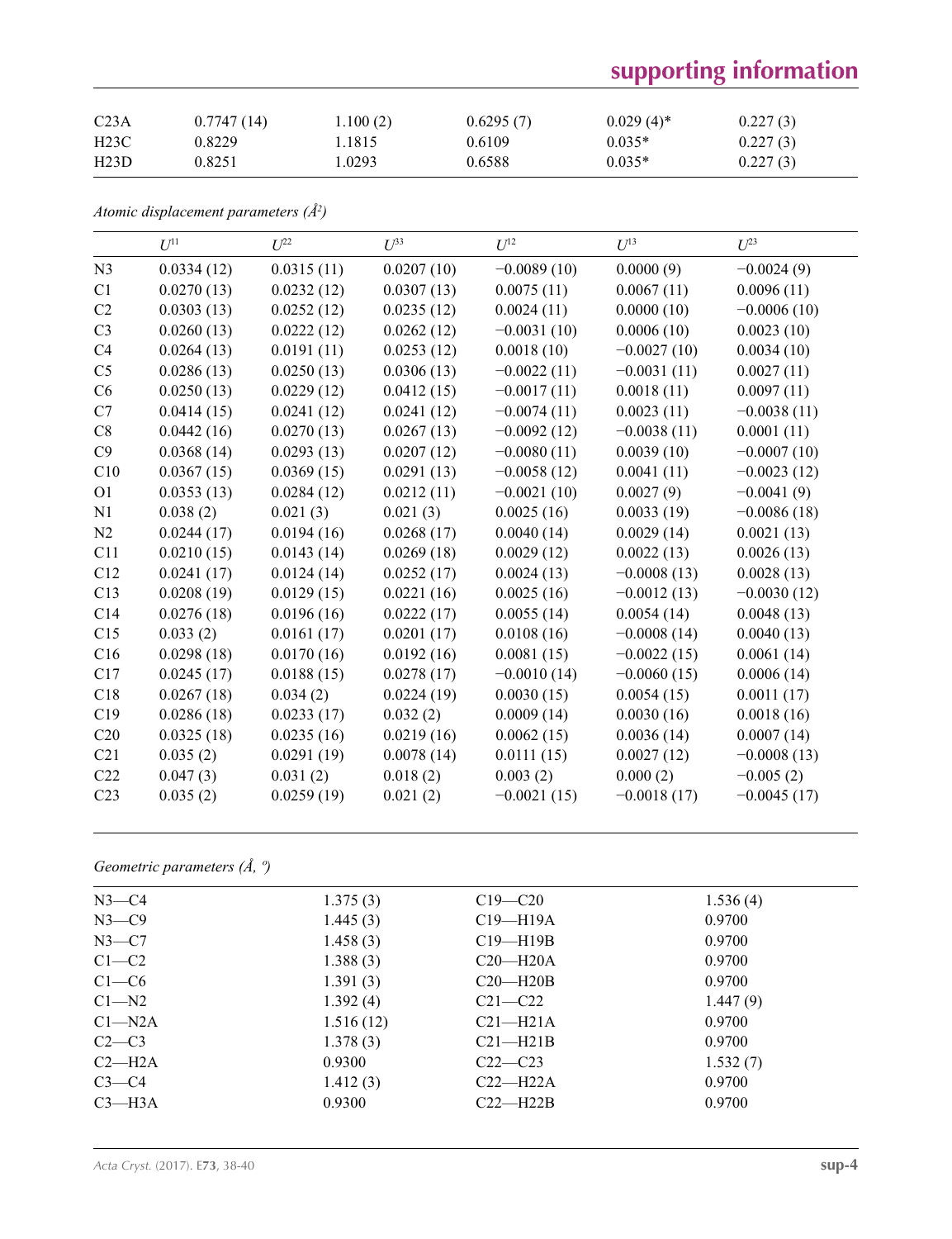| C23A | 0.7747 (14) | 1.100 (2) | 0.6295 (7) | 0.029 (4)* | 0.227 (3) |
|---|---|---|---|---|---|
| H23C | 0.8229 | 1.1815 | 0.6109 | 0.035* | 0.227 (3) |
| H23D | 0.8251 | 1.0293 | 0.6588 | 0.035* | 0.227 (3) |

*Atomic displacement parameters (Å²)*

| | $U^{11}$ | $U^{22}$ | $U^{33}$ | $U^{12}$ | $U^{13}$ | $U^{23}$ |
|---|---|---|---|---|---|---|
| N3 | 0.0334 (12) | 0.0315 (11) | 0.0207 (10) | −0.0089 (10) | 0.0000 (9) | −0.0024 (9) |
| C1 | 0.0270 (13) | 0.0232 (12) | 0.0307 (13) | 0.0075 (11) | 0.0067 (11) | 0.0096 (11) |
| C2 | 0.0303 (13) | 0.0252 (12) | 0.0235 (12) | 0.0024 (11) | 0.0000 (10) | −0.0006 (10) |
| C3 | 0.0260 (13) | 0.0222 (12) | 0.0262 (12) | −0.0031 (10) | 0.0006 (10) | 0.0023 (10) |
| C4 | 0.0264 (13) | 0.0191 (11) | 0.0253 (12) | 0.0018 (10) | −0.0027 (10) | 0.0034 (10) |
| C5 | 0.0286 (13) | 0.0250 (13) | 0.0306 (13) | −0.0022 (11) | −0.0031 (11) | 0.0027 (11) |
| C6 | 0.0250 (13) | 0.0229 (12) | 0.0412 (15) | −0.0017 (11) | 0.0018 (11) | 0.0097 (11) |
| C7 | 0.0414 (15) | 0.0241 (12) | 0.0241 (12) | −0.0074 (11) | 0.0023 (11) | −0.0038 (11) |
| C8 | 0.0442 (16) | 0.0270 (13) | 0.0267 (13) | −0.0092 (12) | −0.0038 (11) | 0.0001 (11) |
| C9 | 0.0368 (14) | 0.0293 (13) | 0.0207 (12) | −0.0080 (11) | 0.0039 (10) | −0.0007 (10) |
| C10 | 0.0367 (15) | 0.0369 (15) | 0.0291 (13) | −0.0058 (12) | 0.0041 (11) | −0.0023 (12) |
| O1 | 0.0353 (13) | 0.0284 (12) | 0.0212 (11) | −0.0021 (10) | 0.0027 (9) | −0.0041 (9) |
| N1 | 0.038 (2) | 0.021 (3) | 0.021 (3) | 0.0025 (16) | 0.0033 (19) | −0.0086 (18) |
| N2 | 0.0244 (17) | 0.0194 (16) | 0.0268 (17) | 0.0040 (14) | 0.0029 (14) | 0.0021 (13) |
| C11 | 0.0210 (15) | 0.0143 (14) | 0.0269 (18) | 0.0029 (12) | 0.0022 (13) | 0.0026 (13) |
| C12 | 0.0241 (17) | 0.0124 (14) | 0.0252 (17) | 0.0024 (13) | −0.0008 (13) | 0.0028 (13) |
| C13 | 0.0208 (19) | 0.0129 (15) | 0.0221 (16) | 0.0025 (16) | −0.0012 (13) | −0.0030 (12) |
| C14 | 0.0276 (18) | 0.0196 (16) | 0.0222 (17) | 0.0055 (14) | 0.0054 (14) | 0.0048 (13) |
| C15 | 0.033 (2) | 0.0161 (17) | 0.0201 (17) | 0.0108 (16) | −0.0008 (14) | 0.0040 (13) |
| C16 | 0.0298 (18) | 0.0170 (16) | 0.0192 (16) | 0.0081 (15) | −0.0022 (15) | 0.0061 (14) |
| C17 | 0.0245 (17) | 0.0188 (15) | 0.0278 (17) | −0.0010 (14) | −0.0060 (15) | 0.0006 (14) |
| C18 | 0.0267 (18) | 0.034 (2) | 0.0224 (19) | 0.0030 (15) | 0.0054 (15) | 0.0011 (17) |
| C19 | 0.0286 (18) | 0.0233 (17) | 0.032 (2) | 0.0009 (14) | 0.0030 (16) | 0.0018 (16) |
| C20 | 0.0325 (18) | 0.0235 (16) | 0.0219 (16) | 0.0062 (15) | 0.0036 (14) | 0.0007 (14) |
| C21 | 0.035 (2) | 0.0291 (19) | 0.0078 (14) | 0.0111 (15) | 0.0027 (12) | −0.0008 (13) |
| C22 | 0.047 (3) | 0.031 (2) | 0.018 (2) | 0.003 (2) | 0.000 (2) | −0.005 (2) |
| C23 | 0.035 (2) | 0.0259 (19) | 0.021 (2) | −0.0021 (15) | −0.0018 (17) | −0.0045 (17) |

*Geometric parameters (Å, º)*

| | | | |
|---|---|---|---|
| N3—C4 | 1.375 (3) | C19—C20 | 1.536 (4) |
| N3—C9 | 1.445 (3) | C19—H19A | 0.9700 |
| N3—C7 | 1.458 (3) | C19—H19B | 0.9700 |
| C1—C2 | 1.388 (3) | C20—H20A | 0.9700 |
| C1—C6 | 1.391 (3) | C20—H20B | 0.9700 |
| C1—N2 | 1.392 (4) | C21—C22 | 1.447 (9) |
| C1—N2A | 1.516 (12) | C21—H21A | 0.9700 |
| C2—C3 | 1.378 (3) | C21—H21B | 0.9700 |
| C2—H2A | 0.9300 | C22—C23 | 1.532 (7) |
| C3—C4 | 1.412 (3) | C22—H22A | 0.9700 |
| C3—H3A | 0.9300 | C22—H22B | 0.9700 |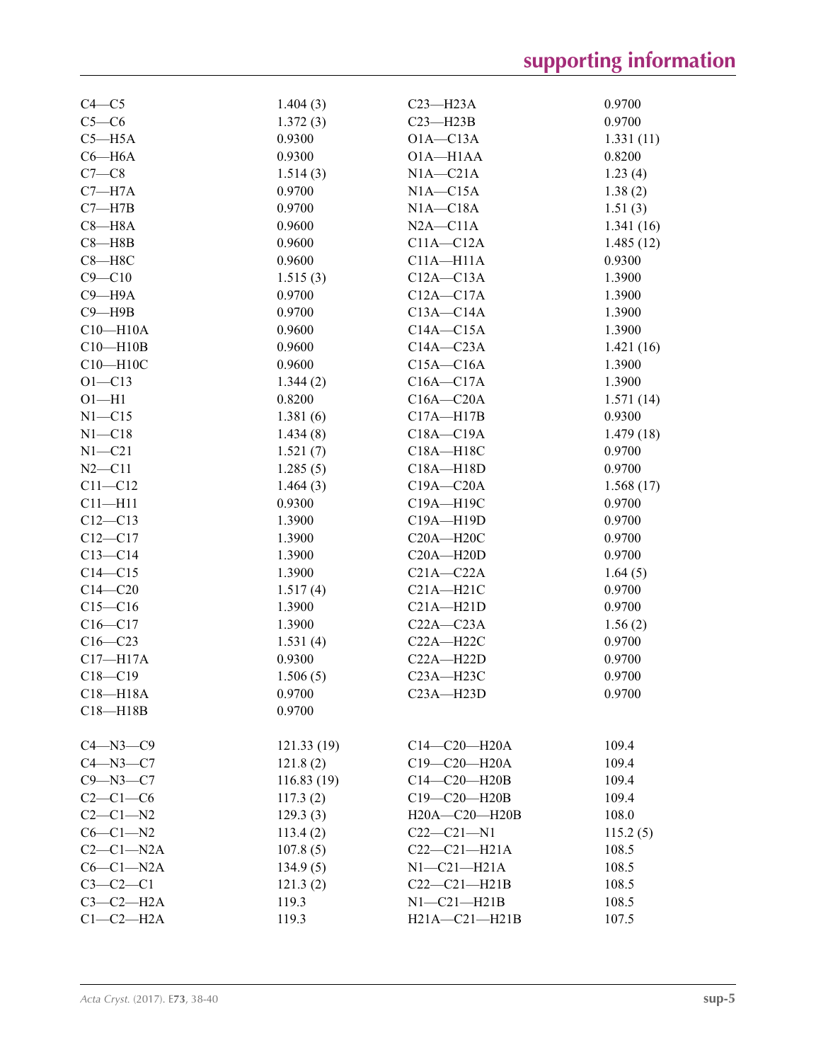| | | | |
|---|---|---|---|
| C4—C5 | 1.404 (3) | C23—H23A | 0.9700 |
| C5—C6 | 1.372 (3) | C23—H23B | 0.9700 |
| C5—H5A | 0.9300 | O1A—C13A | 1.331 (11) |
| C6—H6A | 0.9300 | O1A—H1AA | 0.8200 |
| C7—C8 | 1.514 (3) | N1A—C21A | 1.23 (4) |
| C7—H7A | 0.9700 | N1A—C15A | 1.38 (2) |
| C7—H7B | 0.9700 | N1A—C18A | 1.51 (3) |
| C8—H8A | 0.9600 | N2A—C11A | 1.341 (16) |
| C8—H8B | 0.9600 | C11A—C12A | 1.485 (12) |
| C8—H8C | 0.9600 | C11A—H11A | 0.9300 |
| C9—C10 | 1.515 (3) | C12A—C13A | 1.3900 |
| C9—H9A | 0.9700 | C12A—C17A | 1.3900 |
| C9—H9B | 0.9700 | C13A—C14A | 1.3900 |
| C10—H10A | 0.9600 | C14A—C15A | 1.3900 |
| C10—H10B | 0.9600 | C14A—C23A | 1.421 (16) |
| C10—H10C | 0.9600 | C15A—C16A | 1.3900 |
| O1—C13 | 1.344 (2) | C16A—C17A | 1.3900 |
| O1—H1 | 0.8200 | C16A—C20A | 1.571 (14) |
| N1—C15 | 1.381 (6) | C17A—H17B | 0.9300 |
| N1—C18 | 1.434 (8) | C18A—C19A | 1.479 (18) |
| N1—C21 | 1.521 (7) | C18A—H18C | 0.9700 |
| N2—C11 | 1.285 (5) | C18A—H18D | 0.9700 |
| C11—C12 | 1.464 (3) | C19A—C20A | 1.568 (17) |
| C11—H11 | 0.9300 | C19A—H19C | 0.9700 |
| C12—C13 | 1.3900 | C19A—H19D | 0.9700 |
| C12—C17 | 1.3900 | C20A—H20C | 0.9700 |
| C13—C14 | 1.3900 | C20A—H20D | 0.9700 |
| C14—C15 | 1.3900 | C21A—C22A | 1.64 (5) |
| C14—C20 | 1.517 (4) | C21A—H21C | 0.9700 |
| C15—C16 | 1.3900 | C21A—H21D | 0.9700 |
| C16—C17 | 1.3900 | C22A—C23A | 1.56 (2) |
| C16—C23 | 1.531 (4) | C22A—H22C | 0.9700 |
| C17—H17A | 0.9300 | C22A—H22D | 0.9700 |
| C18—C19 | 1.506 (5) | C23A—H23C | 0.9700 |
| C18—H18A | 0.9700 | C23A—H23D | 0.9700 |
| C18—H18B | 0.9700 | | |
| | | | |
| C4—N3—C9 | 121.33 (19) | C14—C20—H20A | 109.4 |
| C4—N3—C7 | 121.8 (2) | C19—C20—H20A | 109.4 |
| C9—N3—C7 | 116.83 (19) | C14—C20—H20B | 109.4 |
| C2—C1—C6 | 117.3 (2) | C19—C20—H20B | 109.4 |
| C2—C1—N2 | 129.3 (3) | H20A—C20—H20B | 108.0 |
| C6—C1—N2 | 113.4 (2) | C22—C21—N1 | 115.2 (5) |
| C2—C1—N2A | 107.8 (5) | C22—C21—H21A | 108.5 |
| C6—C1—N2A | 134.9 (5) | N1—C21—H21A | 108.5 |
| C3—C2—C1 | 121.3 (2) | C22—C21—H21B | 108.5 |
| C3—C2—H2A | 119.3 | N1—C21—H21B | 108.5 |
| C1—C2—H2A | 119.3 | H21A—C21—H21B | 107.5 |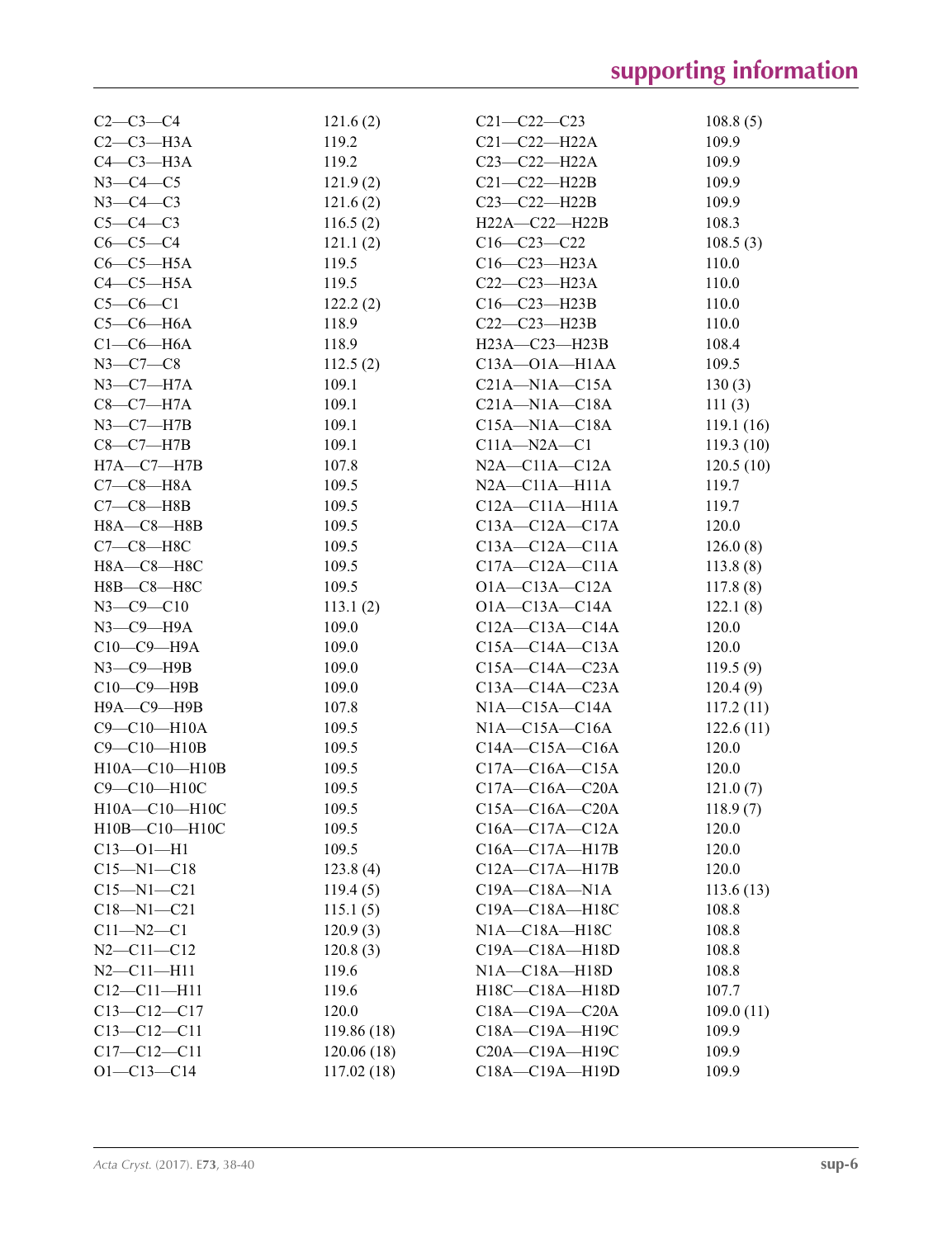| | | | |
|---|---|---|---|
| C2—C3—C4 | 121.6 (2) | C21—C22—C23 | 108.8 (5) |
| C2—C3—H3A | 119.2 | C21—C22—H22A | 109.9 |
| C4—C3—H3A | 119.2 | C23—C22—H22A | 109.9 |
| N3—C4—C5 | 121.9 (2) | C21—C22—H22B | 109.9 |
| N3—C4—C3 | 121.6 (2) | C23—C22—H22B | 109.9 |
| C5—C4—C3 | 116.5 (2) | H22A—C22—H22B | 108.3 |
| C6—C5—C4 | 121.1 (2) | C16—C23—C22 | 108.5 (3) |
| C6—C5—H5A | 119.5 | C16—C23—H23A | 110.0 |
| C4—C5—H5A | 119.5 | C22—C23—H23A | 110.0 |
| C5—C6—C1 | 122.2 (2) | C16—C23—H23B | 110.0 |
| C5—C6—H6A | 118.9 | C22—C23—H23B | 110.0 |
| C1—C6—H6A | 118.9 | H23A—C23—H23B | 108.4 |
| N3—C7—C8 | 112.5 (2) | C13A—O1A—H1AA | 109.5 |
| N3—C7—H7A | 109.1 | C21A—N1A—C15A | 130 (3) |
| C8—C7—H7A | 109.1 | C21A—N1A—C18A | 111 (3) |
| N3—C7—H7B | 109.1 | C15A—N1A—C18A | 119.1 (16) |
| C8—C7—H7B | 109.1 | C11A—N2A—C1 | 119.3 (10) |
| H7A—C7—H7B | 107.8 | N2A—C11A—C12A | 120.5 (10) |
| C7—C8—H8A | 109.5 | N2A—C11A—H11A | 119.7 |
| C7—C8—H8B | 109.5 | C12A—C11A—H11A | 119.7 |
| H8A—C8—H8B | 109.5 | C13A—C12A—C17A | 120.0 |
| C7—C8—H8C | 109.5 | C13A—C12A—C11A | 126.0 (8) |
| H8A—C8—H8C | 109.5 | C17A—C12A—C11A | 113.8 (8) |
| H8B—C8—H8C | 109.5 | O1A—C13A—C12A | 117.8 (8) |
| N3—C9—C10 | 113.1 (2) | O1A—C13A—C14A | 122.1 (8) |
| N3—C9—H9A | 109.0 | C12A—C13A—C14A | 120.0 |
| C10—C9—H9A | 109.0 | C15A—C14A—C13A | 120.0 |
| N3—C9—H9B | 109.0 | C15A—C14A—C23A | 119.5 (9) |
| C10—C9—H9B | 109.0 | C13A—C14A—C23A | 120.4 (9) |
| H9A—C9—H9B | 107.8 | N1A—C15A—C14A | 117.2 (11) |
| C9—C10—H10A | 109.5 | N1A—C15A—C16A | 122.6 (11) |
| C9—C10—H10B | 109.5 | C14A—C15A—C16A | 120.0 |
| H10A—C10—H10B | 109.5 | C17A—C16A—C15A | 120.0 |
| C9—C10—H10C | 109.5 | C17A—C16A—C20A | 121.0 (7) |
| H10A—C10—H10C | 109.5 | C15A—C16A—C20A | 118.9 (7) |
| H10B—C10—H10C | 109.5 | C16A—C17A—C12A | 120.0 |
| C13—O1—H1 | 109.5 | C16A—C17A—H17B | 120.0 |
| C15—N1—C18 | 123.8 (4) | C12A—C17A—H17B | 120.0 |
| C15—N1—C21 | 119.4 (5) | C19A—C18A—N1A | 113.6 (13) |
| C18—N1—C21 | 115.1 (5) | C19A—C18A—H18C | 108.8 |
| C11—N2—C1 | 120.9 (3) | N1A—C18A—H18C | 108.8 |
| N2—C11—C12 | 120.8 (3) | C19A—C18A—H18D | 108.8 |
| N2—C11—H11 | 119.6 | N1A—C18A—H18D | 108.8 |
| C12—C11—H11 | 119.6 | H18C—C18A—H18D | 107.7 |
| C13—C12—C17 | 120.0 | C18A—C19A—C20A | 109.0 (11) |
| C13—C12—C11 | 119.86 (18) | C18A—C19A—H19C | 109.9 |
| C17—C12—C11 | 120.06 (18) | C20A—C19A—H19C | 109.9 |
| O1—C13—C14 | 117.02 (18) | C18A—C19A—H19D | 109.9 |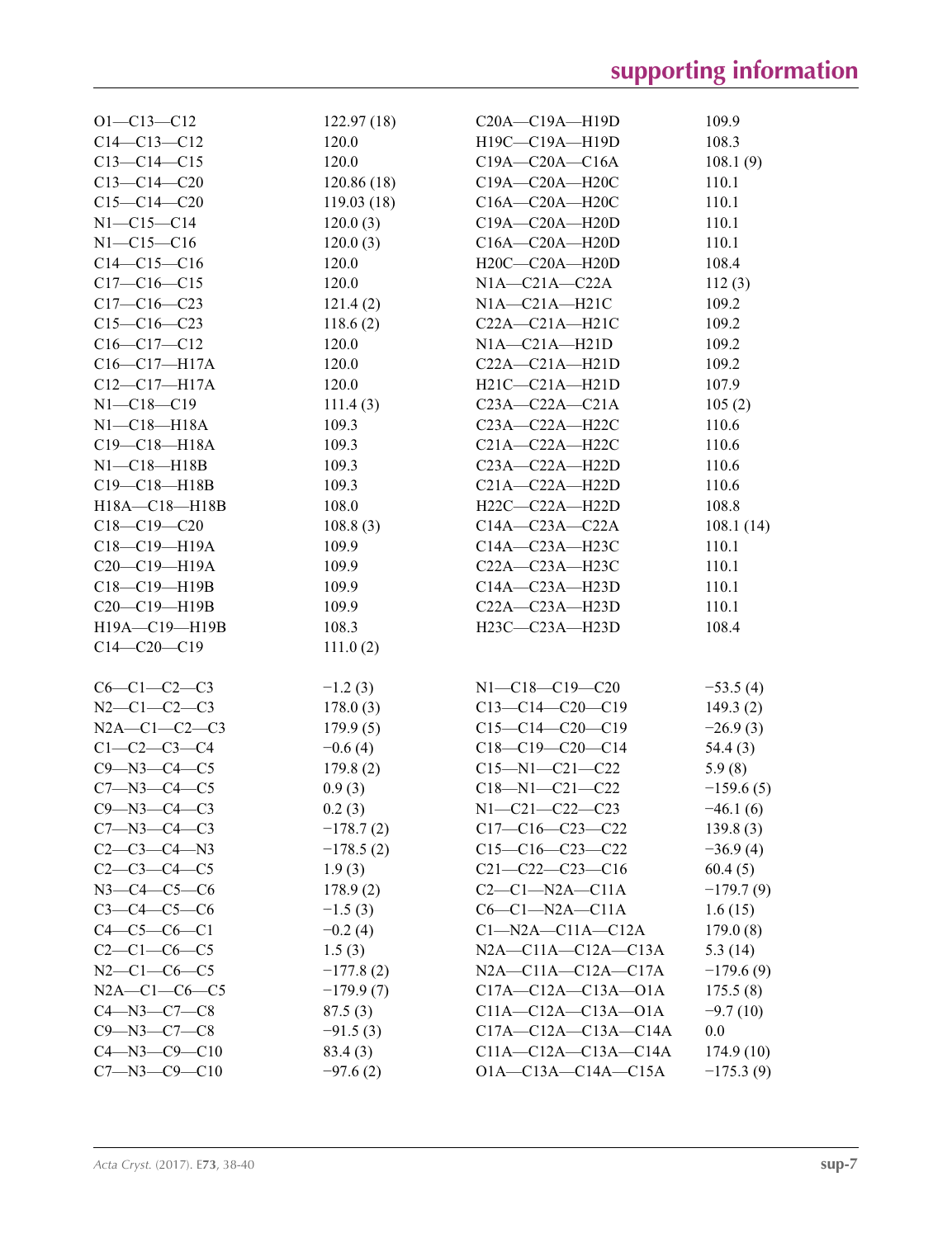| | | | |
|---|---|---|---|
| O1—C13—C12 | 122.97 (18) | C20A—C19A—H19D | 109.9 |
| C14—C13—C12 | 120.0 | H19C—C19A—H19D | 108.3 |
| C13—C14—C15 | 120.0 | C19A—C20A—C16A | 108.1 (9) |
| C13—C14—C20 | 120.86 (18) | C19A—C20A—H20C | 110.1 |
| C15—C14—C20 | 119.03 (18) | C16A—C20A—H20C | 110.1 |
| N1—C15—C14 | 120.0 (3) | C19A—C20A—H20D | 110.1 |
| N1—C15—C16 | 120.0 (3) | C16A—C20A—H20D | 110.1 |
| C14—C15—C16 | 120.0 | H20C—C20A—H20D | 108.4 |
| C17—C16—C15 | 120.0 | N1A—C21A—C22A | 112 (3) |
| C17—C16—C23 | 121.4 (2) | N1A—C21A—H21C | 109.2 |
| C15—C16—C23 | 118.6 (2) | C22A—C21A—H21C | 109.2 |
| C16—C17—C12 | 120.0 | N1A—C21A—H21D | 109.2 |
| C16—C17—H17A | 120.0 | C22A—C21A—H21D | 109.2 |
| C12—C17—H17A | 120.0 | H21C—C21A—H21D | 107.9 |
| N1—C18—C19 | 111.4 (3) | C23A—C22A—C21A | 105 (2) |
| N1—C18—H18A | 109.3 | C23A—C22A—H22C | 110.6 |
| C19—C18—H18A | 109.3 | C21A—C22A—H22C | 110.6 |
| N1—C18—H18B | 109.3 | C23A—C22A—H22D | 110.6 |
| C19—C18—H18B | 109.3 | C21A—C22A—H22D | 110.6 |
| H18A—C18—H18B | 108.0 | H22C—C22A—H22D | 108.8 |
| C18—C19—C20 | 108.8 (3) | C14A—C23A—C22A | 108.1 (14) |
| C18—C19—H19A | 109.9 | C14A—C23A—H23C | 110.1 |
| C20—C19—H19A | 109.9 | C22A—C23A—H23C | 110.1 |
| C18—C19—H19B | 109.9 | C14A—C23A—H23D | 110.1 |
| C20—C19—H19B | 109.9 | C22A—C23A—H23D | 110.1 |
| H19A—C19—H19B | 108.3 | H23C—C23A—H23D | 108.4 |
| C14—C20—C19 | 111.0 (2) | | |

| | | | |
|---|---|---|---|
| C6—C1—C2—C3 | −1.2 (3) | N1—C18—C19—C20 | −53.5 (4) |
| N2—C1—C2—C3 | 178.0 (3) | C13—C14—C20—C19 | 149.3 (2) |
| N2A—C1—C2—C3 | 179.9 (5) | C15—C14—C20—C19 | −26.9 (3) |
| C1—C2—C3—C4 | −0.6 (4) | C18—C19—C20—C14 | 54.4 (3) |
| C9—N3—C4—C5 | 179.8 (2) | C15—N1—C21—C22 | 5.9 (8) |
| C7—N3—C4—C5 | 0.9 (3) | C18—N1—C21—C22 | −159.6 (5) |
| C9—N3—C4—C3 | 0.2 (3) | N1—C21—C22—C23 | −46.1 (6) |
| C7—N3—C4—C3 | −178.7 (2) | C17—C16—C23—C22 | 139.8 (3) |
| C2—C3—C4—N3 | −178.5 (2) | C15—C16—C23—C22 | −36.9 (4) |
| C2—C3—C4—C5 | 1.9 (3) | C21—C22—C23—C16 | 60.4 (5) |
| N3—C4—C5—C6 | 178.9 (2) | C2—C1—N2A—C11A | −179.7 (9) |
| C3—C4—C5—C6 | −1.5 (3) | C6—C1—N2A—C11A | 1.6 (15) |
| C4—C5—C6—C1 | −0.2 (4) | C1—N2A—C11A—C12A | 179.0 (8) |
| C2—C1—C6—C5 | 1.5 (3) | N2A—C11A—C12A—C13A | 5.3 (14) |
| N2—C1—C6—C5 | −177.8 (2) | N2A—C11A—C12A—C17A | −179.6 (9) |
| N2A—C1—C6—C5 | −179.9 (7) | C17A—C12A—C13A—O1A | 175.5 (8) |
| C4—N3—C7—C8 | 87.5 (3) | C11A—C12A—C13A—O1A | −9.7 (10) |
| C9—N3—C7—C8 | −91.5 (3) | C17A—C12A—C13A—C14A | 0.0 |
| C4—N3—C9—C10 | 83.4 (3) | C11A—C12A—C13A—C14A | 174.9 (10) |
| C7—N3—C9—C10 | −97.6 (2) | O1A—C13A—C14A—C15A | −175.3 (9) |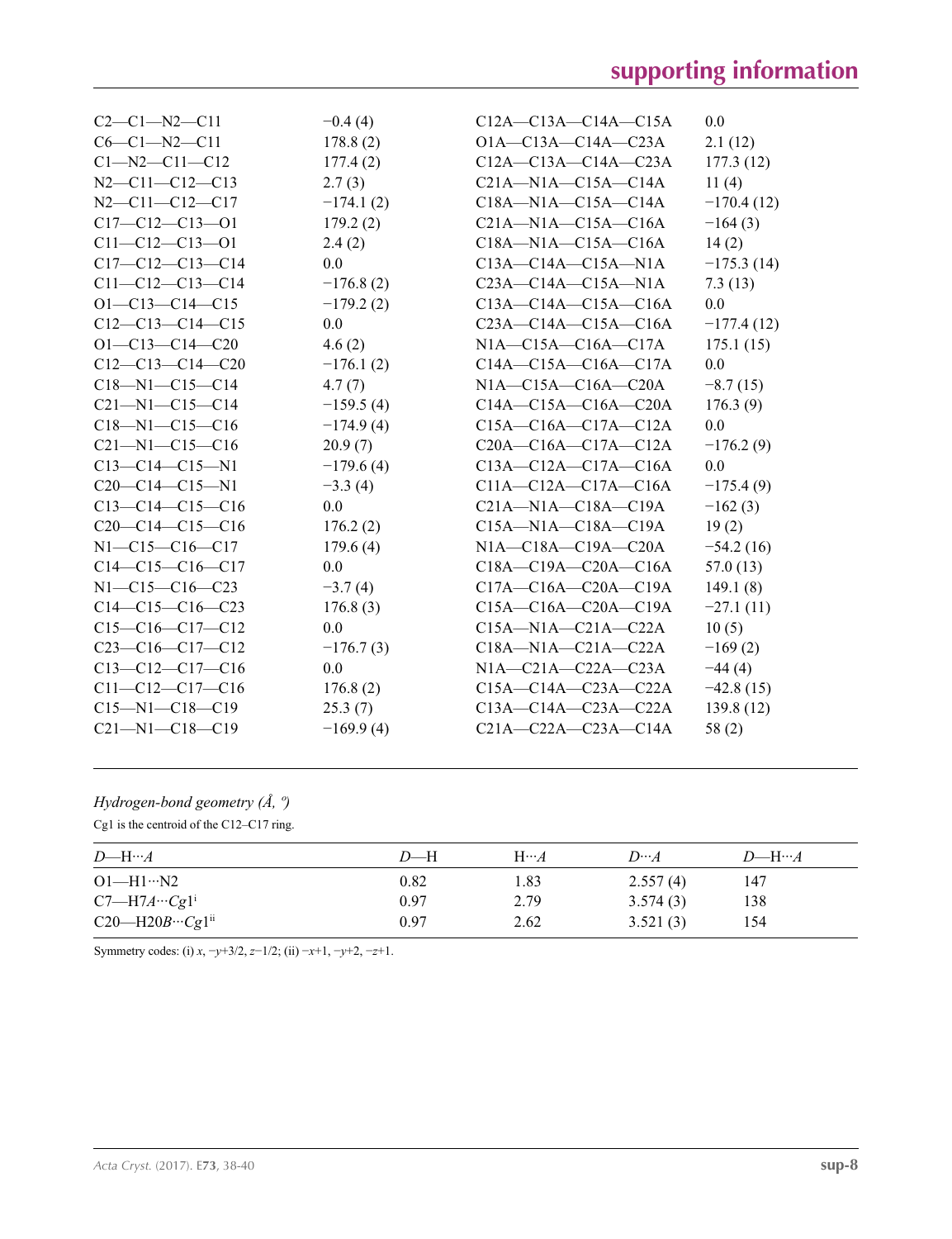| | | | |
|---|---|---|---|
| C2—C1—N2—C11 | −0.4 (4) | C12A—C13A—C14A—C15A | 0.0 |
| C6—C1—N2—C11 | 178.8 (2) | O1A—C13A—C14A—C23A | 2.1 (12) |
| C1—N2—C11—C12 | 177.4 (2) | C12A—C13A—C14A—C23A | 177.3 (12) |
| N2—C11—C12—C13 | 2.7 (3) | C21A—N1A—C15A—C14A | 11 (4) |
| N2—C11—C12—C17 | −174.1 (2) | C18A—N1A—C15A—C14A | −170.4 (12) |
| C17—C12—C13—O1 | 179.2 (2) | C21A—N1A—C15A—C16A | −164 (3) |
| C11—C12—C13—O1 | 2.4 (2) | C18A—N1A—C15A—C16A | 14 (2) |
| C17—C12—C13—C14 | 0.0 | C13A—C14A—C15A—N1A | −175.3 (14) |
| C11—C12—C13—C14 | −176.8 (2) | C23A—C14A—C15A—N1A | 7.3 (13) |
| O1—C13—C14—C15 | −179.2 (2) | C13A—C14A—C15A—C16A | 0.0 |
| C12—C13—C14—C15 | 0.0 | C23A—C14A—C15A—C16A | −177.4 (12) |
| O1—C13—C14—C20 | 4.6 (2) | N1A—C15A—C16A—C17A | 175.1 (15) |
| C12—C13—C14—C20 | −176.1 (2) | C14A—C15A—C16A—C17A | 0.0 |
| C18—N1—C15—C14 | 4.7 (7) | N1A—C15A—C16A—C20A | −8.7 (15) |
| C21—N1—C15—C14 | −159.5 (4) | C14A—C15A—C16A—C20A | 176.3 (9) |
| C18—N1—C15—C16 | −174.9 (4) | C15A—C16A—C17A—C12A | 0.0 |
| C21—N1—C15—C16 | 20.9 (7) | C20A—C16A—C17A—C12A | −176.2 (9) |
| C13—C14—C15—N1 | −179.6 (4) | C13A—C12A—C17A—C16A | 0.0 |
| C20—C14—C15—N1 | −3.3 (4) | C11A—C12A—C17A—C16A | −175.4 (9) |
| C13—C14—C15—C16 | 0.0 | C21A—N1A—C18A—C19A | −162 (3) |
| C20—C14—C15—C16 | 176.2 (2) | C15A—N1A—C18A—C19A | 19 (2) |
| N1—C15—C16—C17 | 179.6 (4) | N1A—C18A—C19A—C20A | −54.2 (16) |
| C14—C15—C16—C17 | 0.0 | C18A—C19A—C20A—C16A | 57.0 (13) |
| N1—C15—C16—C23 | −3.7 (4) | C17A—C16A—C20A—C19A | 149.1 (8) |
| C14—C15—C16—C23 | 176.8 (3) | C15A—C16A—C20A—C19A | −27.1 (11) |
| C15—C16—C17—C12 | 0.0 | C15A—N1A—C21A—C22A | 10 (5) |
| C23—C16—C17—C12 | −176.7 (3) | C18A—N1A—C21A—C22A | −169 (2) |
| C13—C12—C17—C16 | 0.0 | N1A—C21A—C22A—C23A | −44 (4) |
| C11—C12—C17—C16 | 176.8 (2) | C15A—C14A—C23A—C22A | −42.8 (15) |
| C15—N1—C18—C19 | 25.3 (7) | C13A—C14A—C23A—C22A | 139.8 (12) |
| C21—N1—C18—C19 | −169.9 (4) | C21A—C22A—C23A—C14A | 58 (2) |

*Hydrogen-bond geometry (Å, º)*

Cg1 is the centroid of the C12–C17 ring.

| *D*—H···*A* | *D*—H | H···*A* | *D*···*A* | *D*—H···*A* |
|---|---|---|---|---|
| O1—H1···N2 | 0.82 | 1.83 | 2.557 (4) | 147 |
| C7—H7*A*···*Cg*1[i] | 0.97 | 2.79 | 3.574 (3) | 138 |
| C20—H20*B*···*Cg*1[ii] | 0.97 | 2.62 | 3.521 (3) | 154 |

Symmetry codes: (i) $x, -y+3/2, z-1/2$; (ii) $-x+1, -y+2, -z+1$.